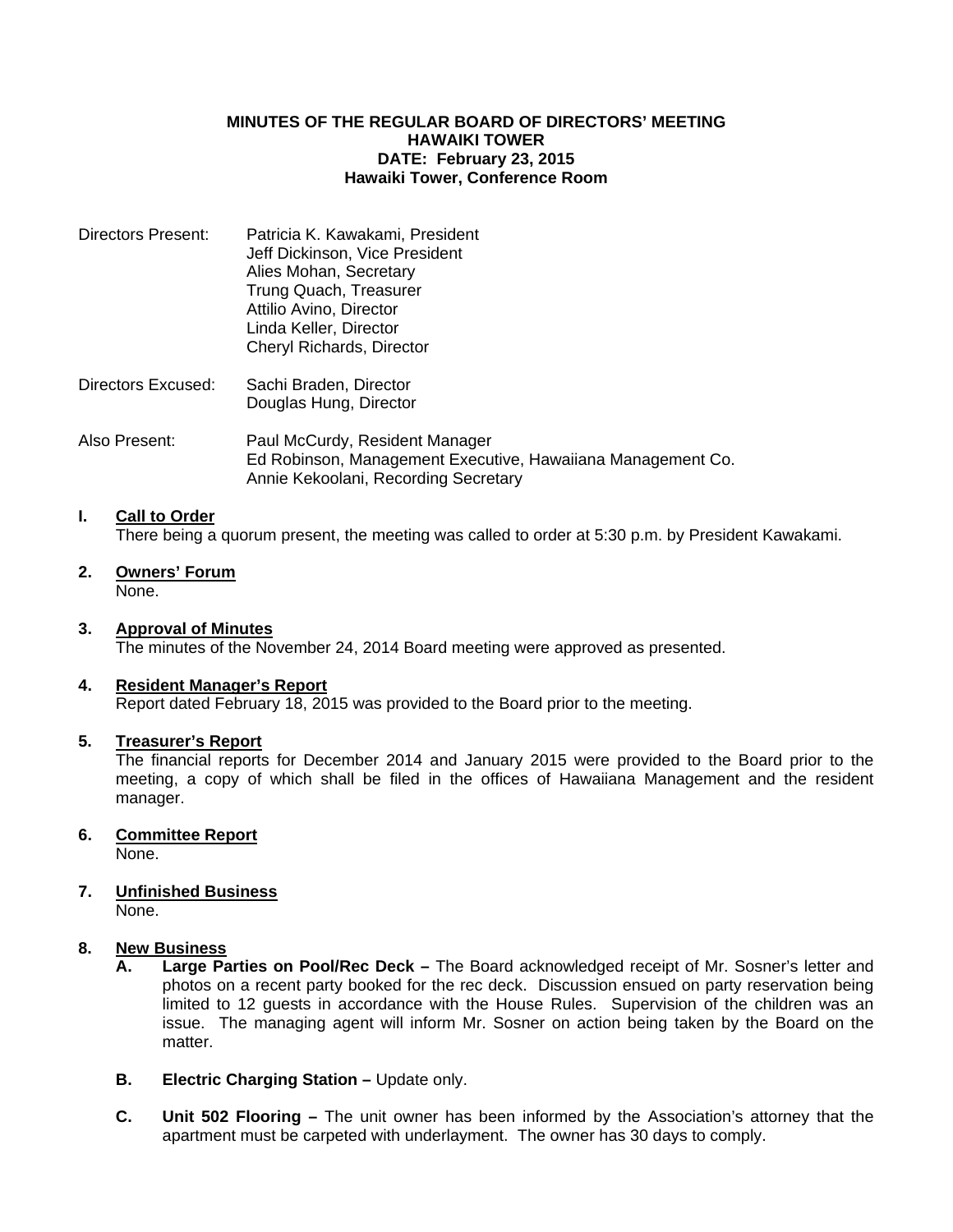**MINUTES OF THE REGULAR BOARD OF DIRECTORS' MEETING**
**HAWAIKI TOWER**
**DATE: February 23, 2015**
**Hawaiki Tower, Conference Room**

Directors Present: Patricia K. Kawakami, President
Jeff Dickinson, Vice President
Alies Mohan, Secretary
Trung Quach, Treasurer
Attilio Avino, Director
Linda Keller, Director
Cheryl Richards, Director

Directors Excused: Sachi Braden, Director
Douglas Hung, Director

Also Present: Paul McCurdy, Resident Manager
Ed Robinson, Management Executive, Hawaiiana Management Co.
Annie Kekoolani, Recording Secretary

**I. <u>Call to Order</u>**
There being a quorum present, the meeting was called to order at 5:30 p.m. by President Kawakami.

**2. <u>Owners' Forum</u>**
None.

**3. <u>Approval of Minutes</u>**
The minutes of the November 24, 2014 Board meeting were approved as presented.

**4. <u>Resident Manager's Report</u>**
Report dated February 18, 2015 was provided to the Board prior to the meeting.

**5. <u>Treasurer's Report</u>**
The financial reports for December 2014 and January 2015 were provided to the Board prior to the meeting, a copy of which shall be filed in the offices of Hawaiiana Management and the resident manager.

**6. <u>Committee Report</u>**
None.

**7. <u>Unfinished Business</u>**
None.

**8. <u>New Business</u>**

**A. Large Parties on Pool/Rec Deck –** The Board acknowledged receipt of Mr. Sosner's letter and photos on a recent party booked for the rec deck. Discussion ensued on party reservation being limited to 12 guests in accordance with the House Rules. Supervision of the children was an issue. The managing agent will inform Mr. Sosner on action being taken by the Board on the matter.

**B. Electric Charging Station –** Update only.

**C. Unit 502 Flooring –** The unit owner has been informed by the Association's attorney that the apartment must be carpeted with underlayment. The owner has 30 days to comply.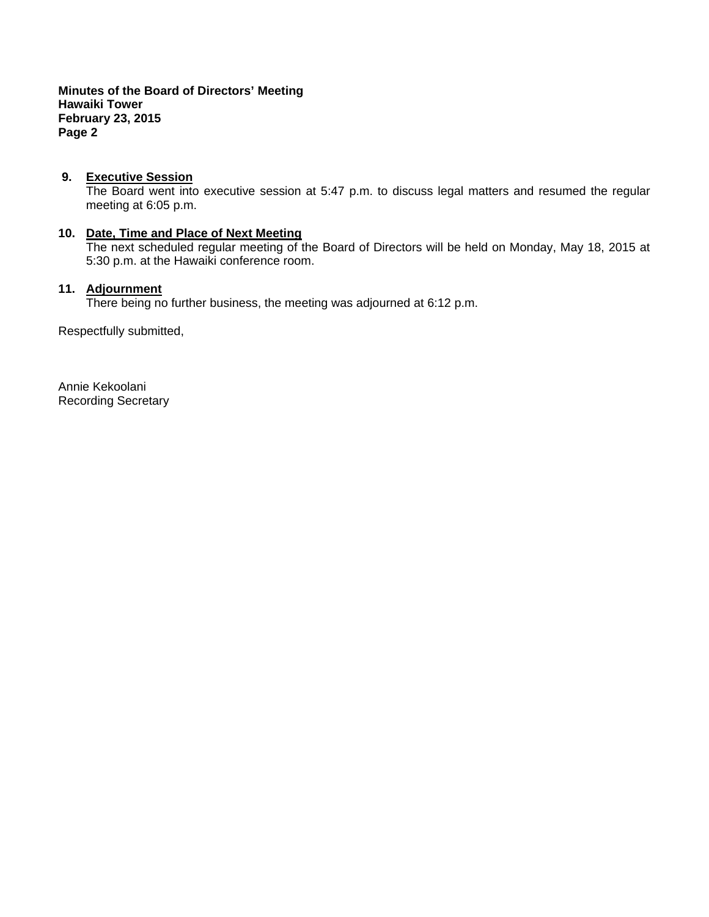9. **Executive Session**
   The Board went into executive session at 5:47 p.m. to discuss legal matters and resumed the regular meeting at 6:05 p.m.

10. **Date, Time and Place of Next Meeting**
    The next scheduled regular meeting of the Board of Directors will be held on Monday, May 18, 2015 at 5:30 p.m. at the Hawaiki conference room.

11. **Adjournment**
    There being no further business, the meeting was adjourned at 6:12 p.m.

Respectfully submitted,

Annie Kekoolani
Recording Secretary